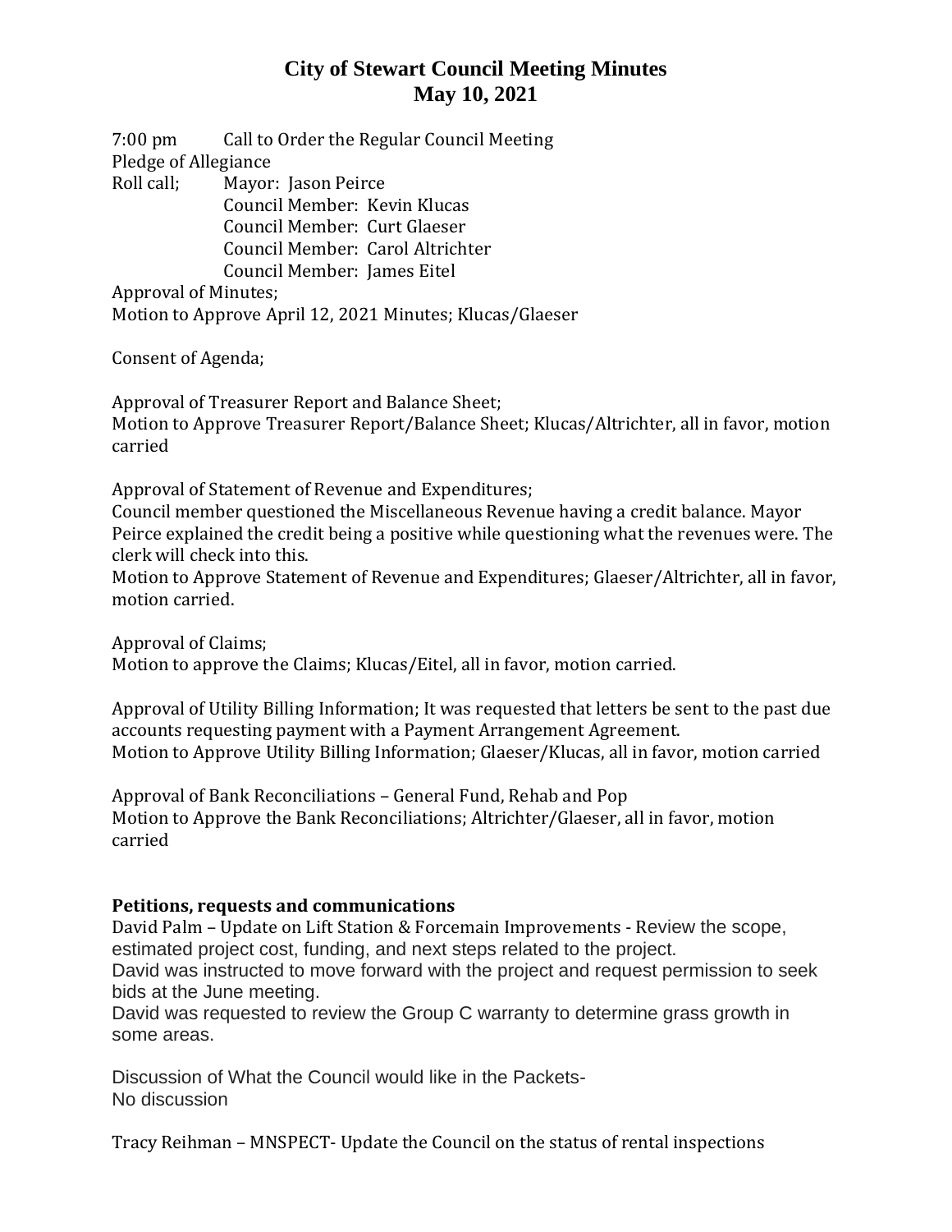# City of Stewart Council Meeting Minutes
## May 10, 2021

7:00 pm Call to Order the Regular Council Meeting
Pledge of Allegiance
Roll call; Mayor: Jason Peirce
Council Member: Kevin Klucas
Council Member: Curt Glaeser
Council Member: Carol Altrichter
Council Member: James Eitel
Approval of Minutes;
Motion to Approve April 12, 2021 Minutes; Klucas/Glaeser

Consent of Agenda;

Approval of Treasurer Report and Balance Sheet;
Motion to Approve Treasurer Report/Balance Sheet; Klucas/Altrichter, all in favor, motion carried

Approval of Statement of Revenue and Expenditures;
Council member questioned the Miscellaneous Revenue having a credit balance. Mayor Peirce explained the credit being a positive while questioning what the revenues were. The clerk will check into this.
Motion to Approve Statement of Revenue and Expenditures; Glaeser/Altrichter, all in favor, motion carried.

Approval of Claims;
Motion to approve the Claims; Klucas/Eitel, all in favor, motion carried.

Approval of Utility Billing Information; It was requested that letters be sent to the past due accounts requesting payment with a Payment Arrangement Agreement.
Motion to Approve Utility Billing Information; Glaeser/Klucas, all in favor, motion carried

Approval of Bank Reconciliations – General Fund, Rehab and Pop
Motion to Approve the Bank Reconciliations; Altrichter/Glaeser, all in favor, motion carried

**Petitions, requests and communications**
David Palm – Update on Lift Station & Forcemain Improvements - Review the scope, estimated project cost, funding, and next steps related to the project.
David was instructed to move forward with the project and request permission to seek bids at the June meeting.
David was requested to review the Group C warranty to determine grass growth in some areas.

Discussion of What the Council would like in the Packets-
No discussion

Tracy Reihman – MNSPECT- Update the Council on the status of rental inspections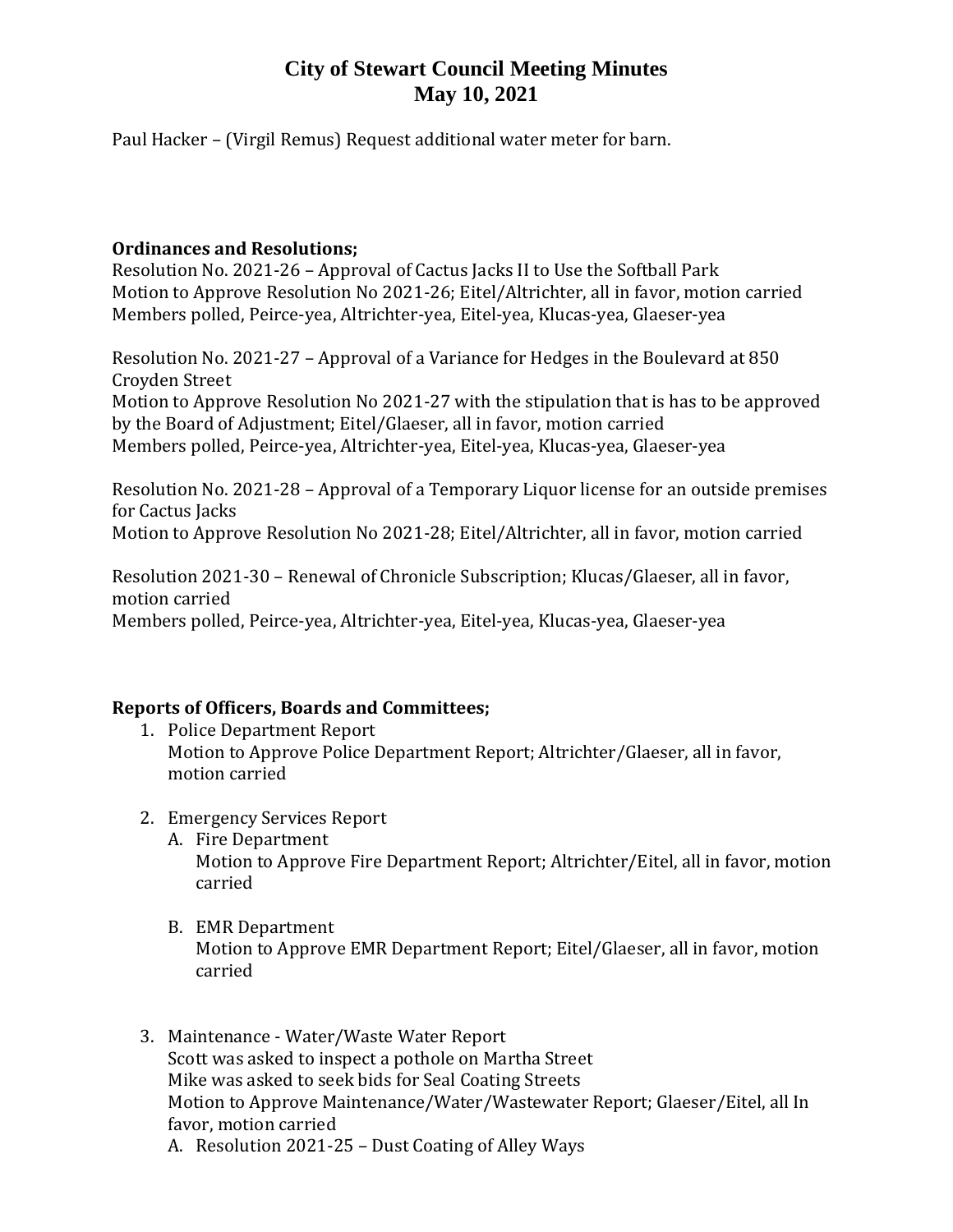# City of Stewart Council Meeting Minutes
# May 10, 2021

Paul Hacker – (Virgil Remus) Request additional water meter for barn.

**Ordinances and Resolutions;**

Resolution No. 2021-26 – Approval of Cactus Jacks II to Use the Softball Park
Motion to Approve Resolution No 2021-26; Eitel/Altrichter, all in favor, motion carried
Members polled, Peirce-yea, Altrichter-yea, Eitel-yea, Klucas-yea, Glaeser-yea

Resolution No. 2021-27 – Approval of a Variance for Hedges in the Boulevard at 850 Croyden Street
Motion to Approve Resolution No 2021-27 with the stipulation that is has to be approved by the Board of Adjustment; Eitel/Glaeser, all in favor, motion carried
Members polled, Peirce-yea, Altrichter-yea, Eitel-yea, Klucas-yea, Glaeser-yea

Resolution No. 2021-28 – Approval of a Temporary Liquor license for an outside premises for Cactus Jacks
Motion to Approve Resolution No 2021-28; Eitel/Altrichter, all in favor, motion carried

Resolution 2021-30 – Renewal of Chronicle Subscription; Klucas/Glaeser, all in favor, motion carried
Members polled, Peirce-yea, Altrichter-yea, Eitel-yea, Klucas-yea, Glaeser-yea

**Reports of Officers, Boards and Committees;**

1. Police Department Report
   Motion to Approve Police Department Report; Altrichter/Glaeser, all in favor, motion carried

2. Emergency Services Report
   A. Fire Department
      Motion to Approve Fire Department Report; Altrichter/Eitel, all in favor, motion carried

   B. EMR Department
      Motion to Approve EMR Department Report; Eitel/Glaeser, all in favor, motion carried

3. Maintenance - Water/Waste Water Report
   Scott was asked to inspect a pothole on Martha Street
   Mike was asked to seek bids for Seal Coating Streets
   Motion to Approve Maintenance/Water/Wastewater Report; Glaeser/Eitel, all In favor, motion carried
   A. Resolution 2021-25 – Dust Coating of Alley Ways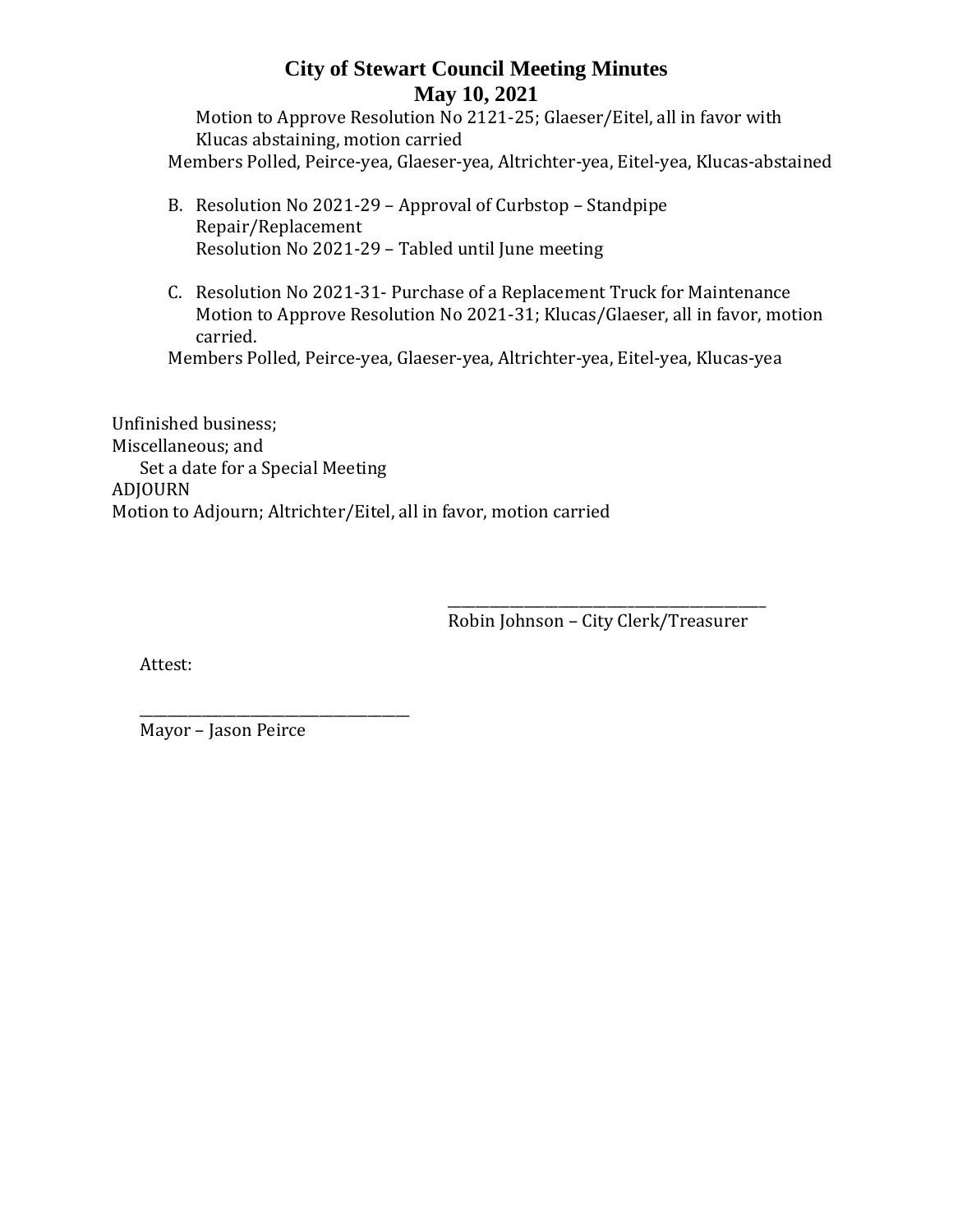# City of Stewart Council Meeting Minutes
## May 10, 2021

Motion to Approve Resolution No 2121-25; Glaeser/Eitel, all in favor with Klucas abstaining, motion carried

Members Polled, Peirce-yea, Glaeser-yea, Altrichter-yea, Eitel-yea, Klucas-abstained

B. Resolution No 2021-29 – Approval of Curbstop – Standpipe Repair/Replacement
   Resolution No 2021-29 – Tabled until June meeting

C. Resolution No 2021-31- Purchase of a Replacement Truck for Maintenance
   Motion to Approve Resolution No 2021-31; Klucas/Glaeser, all in favor, motion carried.

Members Polled, Peirce-yea, Glaeser-yea, Altrichter-yea, Eitel-yea, Klucas-yea

Unfinished business;
Miscellaneous; and
Set a date for a Special Meeting
ADJOURN
Motion to Adjourn; Altrichter/Eitel, all in favor, motion carried

\_\_\_\_\_\_\_\_\_\_\_\_\_\_\_\_\_\_\_\_\_\_\_\_\_\_\_\_\_\_\_\_\_\_\_\_\_\_\_\_
Robin Johnson – City Clerk/Treasurer

Attest:

\_\_\_\_\_\_\_\_\_\_\_\_\_\_\_\_\_\_\_\_\_\_\_\_\_\_\_\_\_\_\_\_\_\_\_\_
Mayor – Jason Peirce